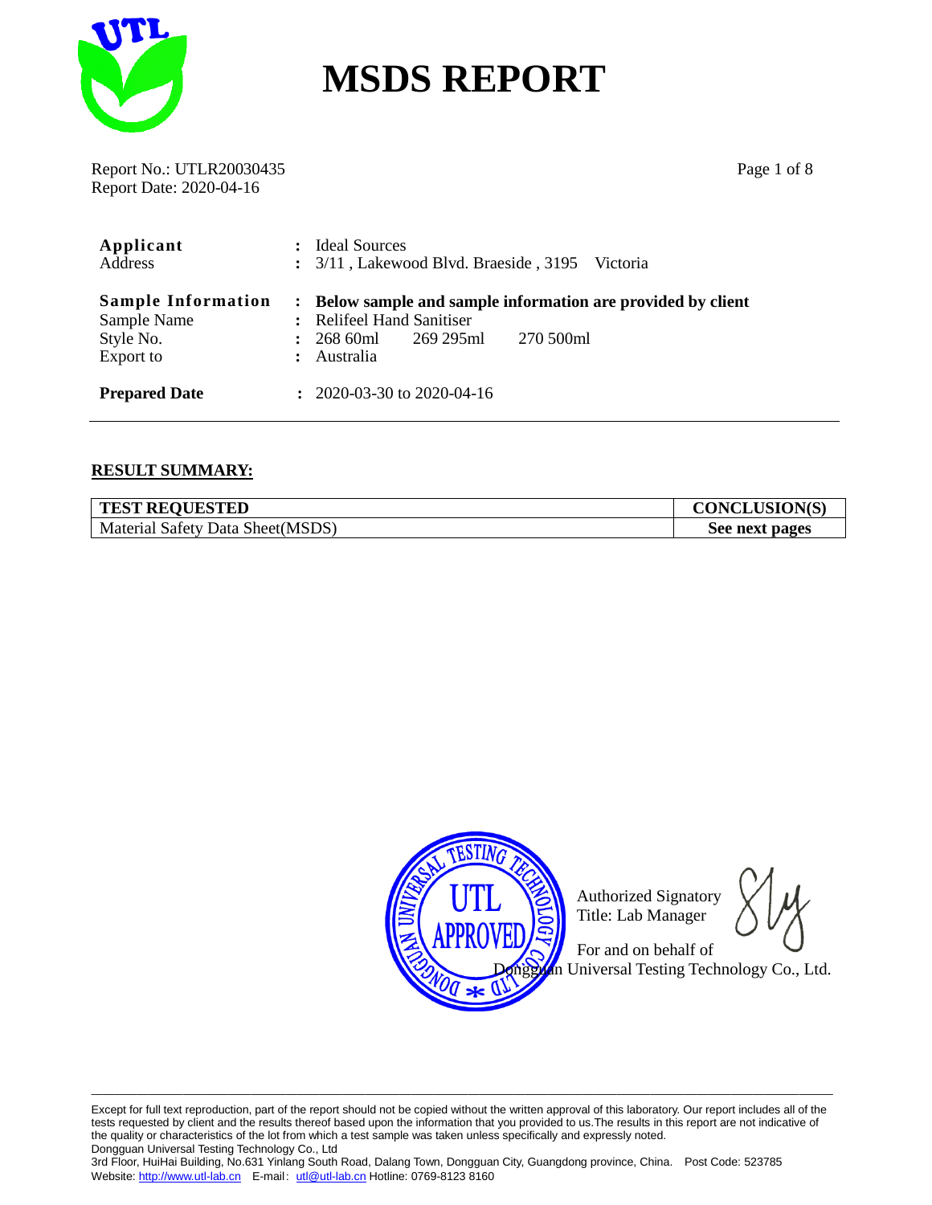# MSDS REPORT

Report No.: UTLR20030435
Report Date: 2020-04-16

| | | |
|---|---|---|
| **Applicant** | : | Ideal Sources |
| Address | : | 3/11 , Lakewood Blvd. Braeside , 3195 Victoria |
| **Sample Information** | : | **Below sample and sample information are provided by client** |
| Sample Name | : | Relifeel Hand Sanitiser |
| Style No. | : | 268 60ml 269 295ml 270 500ml |
| Export to | : | Australia |
| **Prepared Date** | : | 2020-03-30 to 2020-04-16 |

## RESULT SUMMARY:

| TEST REQUESTED | CONCLUSION(S) |
|---|---|
| Material Safety Data Sheet(MSDS) | **See next pages** |

Authorized Signatory
Title: Lab Manager

For and on behalf of
Dongguan Universal Testing Technology Co., Ltd.

---

Except for full text reproduction, part of the report should not be copied without the written approval of this laboratory. Our report includes all of the tests requested by client and the results thereof based upon the information that you provided to us.The results in this report are not indicative of the quality or characteristics of the lot from which a test sample was taken unless specifically and expressly noted.
Dongguan Universal Testing Technology Co., Ltd
3rd Floor, HuiHai Building, No.631 Yinlang South Road, Dalang Town, Dongguan City, Guangdong province, China. Post Code: 523785
Website: http://www.utl-lab.cn E-mail: utl@utl-lab.cn Hotline: 0769-8123 8160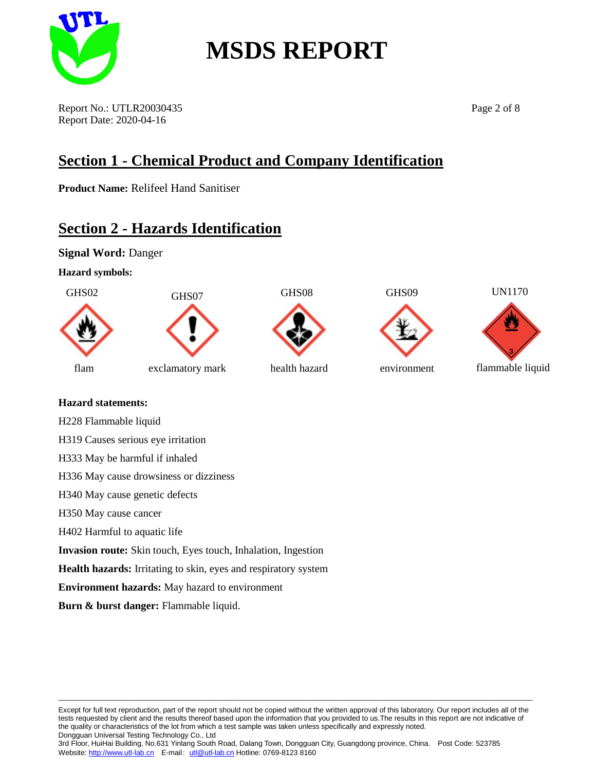# MSDS REPORT

Report No.: UTLR20030435
Report Date: 2020-04-16

## Section 1 - Chemical Product and Company Identification

**Product Name:** Relifeel Hand Sanitiser

## Section 2 - Hazards Identification

**Signal Word:** Danger

**Hazard symbols:**

| GHS02 | GHS07 | GHS08 | GHS09 | UN1170 |
|---|---|---|---|---|
| flam | exclamatory mark | health hazard | environment | flammable liquid |

**Hazard statements:**

H228 Flammable liquid

H319 Causes serious eye irritation

H333 May be harmful if inhaled

H336 May cause drowsiness or dizziness

H340 May cause genetic defects

H350 May cause cancer

H402 Harmful to aquatic life

**Invasion route:** Skin touch, Eyes touch, Inhalation, Ingestion

**Health hazards:** Irritating to skin, eyes and respiratory system

**Environment hazards:** May hazard to environment

**Burn & burst danger:** Flammable liquid.

Except for full text reproduction, part of the report should not be copied without the written approval of this laboratory. Our report includes all of the tests requested by client and the results thereof based upon the information that you provided to us.The results in this report are not indicative of the quality or characteristics of the lot from which a test sample was taken unless specifically and expressly noted.
Dongguan Universal Testing Technology Co., Ltd
3rd Floor, HuiHai Building, No.631 Yinlang South Road, Dalang Town, Dongguan City, Guangdong province, China. Post Code: 523785
Website: http://www.utl-lab.cn E-mail: utl@utl-lab.cn Hotline: 0769-8123 8160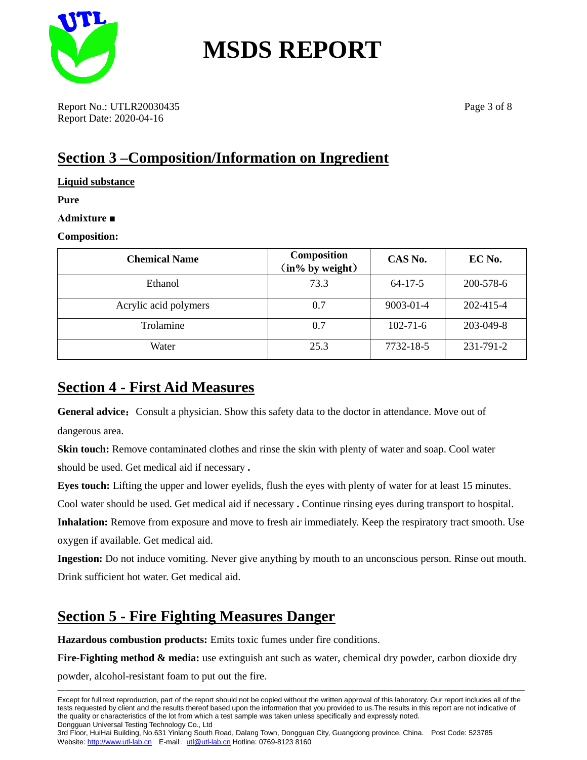## Section 3 –Composition/Information on Ingredient

**Liquid substance**

**Pure**

**Admixture ■**

**Composition:**

| Chemical Name | Composition （in% by weight） | CAS No. | EC No. |
|---|---|---|---|
| Ethanol | 73.3 | 64-17-5 | 200-578-6 |
| Acrylic acid polymers | 0.7 | 9003-01-4 | 202-415-4 |
| Trolamine | 0.7 | 102-71-6 | 203-049-8 |
| Water | 25.3 | 7732-18-5 | 231-791-2 |

## Section 4 - First Aid Measures

**General advice：** Consult a physician. Show this safety data to the doctor in attendance. Move out of dangerous area.

**Skin touch:** Remove contaminated clothes and rinse the skin with plenty of water and soap. Cool water should be used. Get medical aid if necessary **.**

**Eyes touch:** Lifting the upper and lower eyelids, flush the eyes with plenty of water for at least 15 minutes. Cool water should be used. Get medical aid if necessary **.** Continue rinsing eyes during transport to hospital.

**Inhalation:** Remove from exposure and move to fresh air immediately. Keep the respiratory tract smooth. Use oxygen if available. Get medical aid.

**Ingestion:** Do not induce vomiting. Never give anything by mouth to an unconscious person. Rinse out mouth. Drink sufficient hot water. Get medical aid.

## Section 5 - Fire Fighting Measures Danger

**Hazardous combustion products:** Emits toxic fumes under fire conditions.

**Fire-Fighting method & media:** use extinguish ant such as water, chemical dry powder, carbon dioxide dry powder, alcohol-resistant foam to put out the fire.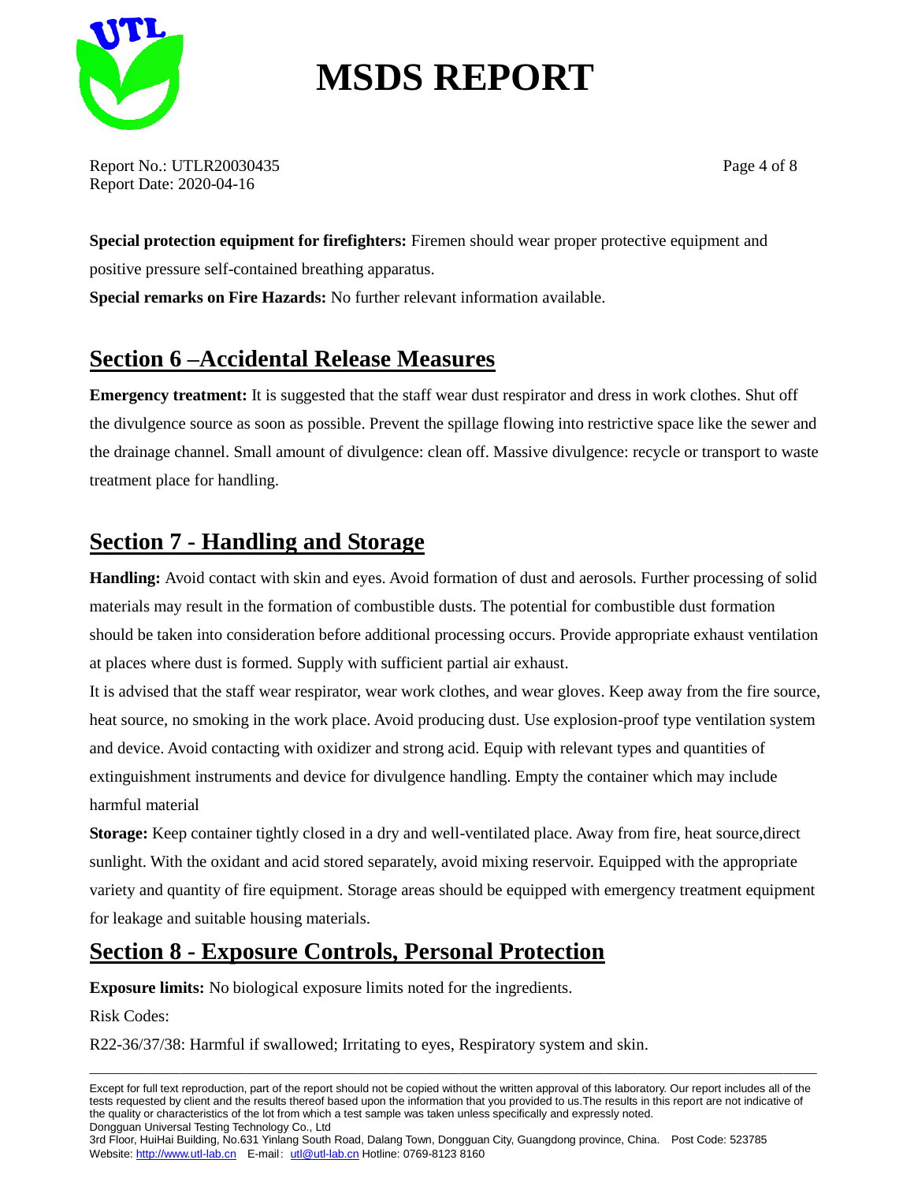**Special protection equipment for firefighters:** Firemen should wear proper protective equipment and positive pressure self-contained breathing apparatus.

**Special remarks on Fire Hazards:** No further relevant information available.

## Section 6 –Accidental Release Measures

**Emergency treatment:** It is suggested that the staff wear dust respirator and dress in work clothes. Shut off the divulgence source as soon as possible. Prevent the spillage flowing into restrictive space like the sewer and the drainage channel. Small amount of divulgence: clean off. Massive divulgence: recycle or transport to waste treatment place for handling.

## Section 7 - Handling and Storage

**Handling:** Avoid contact with skin and eyes. Avoid formation of dust and aerosols. Further processing of solid materials may result in the formation of combustible dusts. The potential for combustible dust formation should be taken into consideration before additional processing occurs. Provide appropriate exhaust ventilation at places where dust is formed. Supply with sufficient partial air exhaust.

It is advised that the staff wear respirator, wear work clothes, and wear gloves. Keep away from the fire source, heat source, no smoking in the work place. Avoid producing dust. Use explosion-proof type ventilation system and device. Avoid contacting with oxidizer and strong acid. Equip with relevant types and quantities of extinguishment instruments and device for divulgence handling. Empty the container which may include harmful material

**Storage:** Keep container tightly closed in a dry and well-ventilated place. Away from fire, heat source,direct sunlight. With the oxidant and acid stored separately, avoid mixing reservoir. Equipped with the appropriate variety and quantity of fire equipment. Storage areas should be equipped with emergency treatment equipment for leakage and suitable housing materials.

## Section 8 - Exposure Controls, Personal Protection

**Exposure limits:** No biological exposure limits noted for the ingredients.

Risk Codes:

R22-36/37/38: Harmful if swallowed; Irritating to eyes, Respiratory system and skin.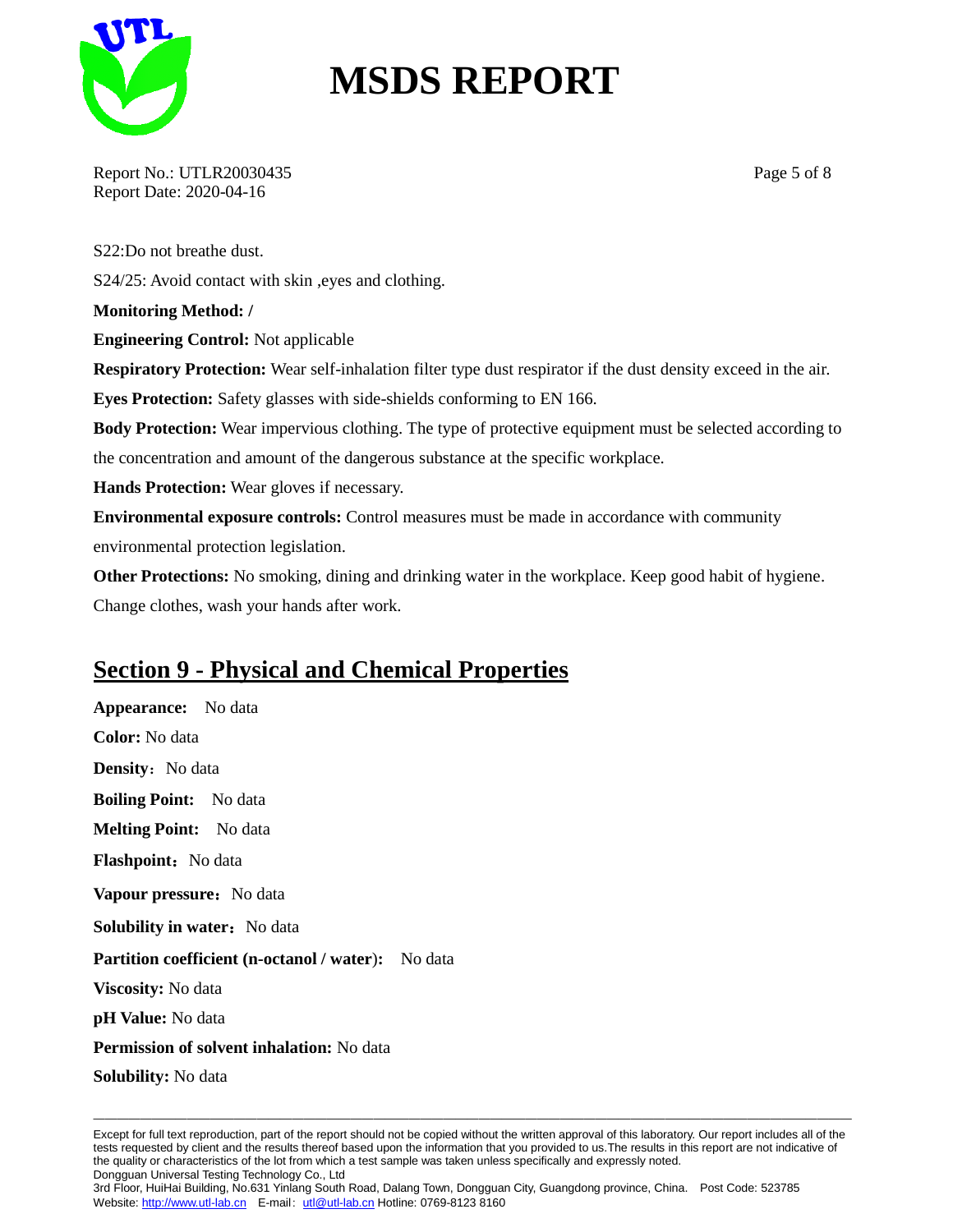S22:Do not breathe dust.

S24/25: Avoid contact with skin ,eyes and clothing.

**Monitoring Method: /**

**Engineering Control:** Not applicable

**Respiratory Protection:** Wear self-inhalation filter type dust respirator if the dust density exceed in the air.

**Eyes Protection:** Safety glasses with side-shields conforming to EN 166.

**Body Protection:** Wear impervious clothing. The type of protective equipment must be selected according to the concentration and amount of the dangerous substance at the specific workplace.

**Hands Protection:** Wear gloves if necessary.

**Environmental exposure controls:** Control measures must be made in accordance with community environmental protection legislation.

**Other Protections:** No smoking, dining and drinking water in the workplace. Keep good habit of hygiene. Change clothes, wash your hands after work.

## Section 9 - Physical and Chemical Properties

**Appearance:** No data

**Color:** No data

**Density**：No data

**Boiling Point:** No data

**Melting Point:** No data

**Flashpoint**：No data

**Vapour pressure**：No data

**Solubility in water**：No data

**Partition coefficient (n-octanol / water**): No data

**Viscosity:** No data

**pH Value:** No data

**Permission of solvent inhalation:** No data

**Solubility:** No data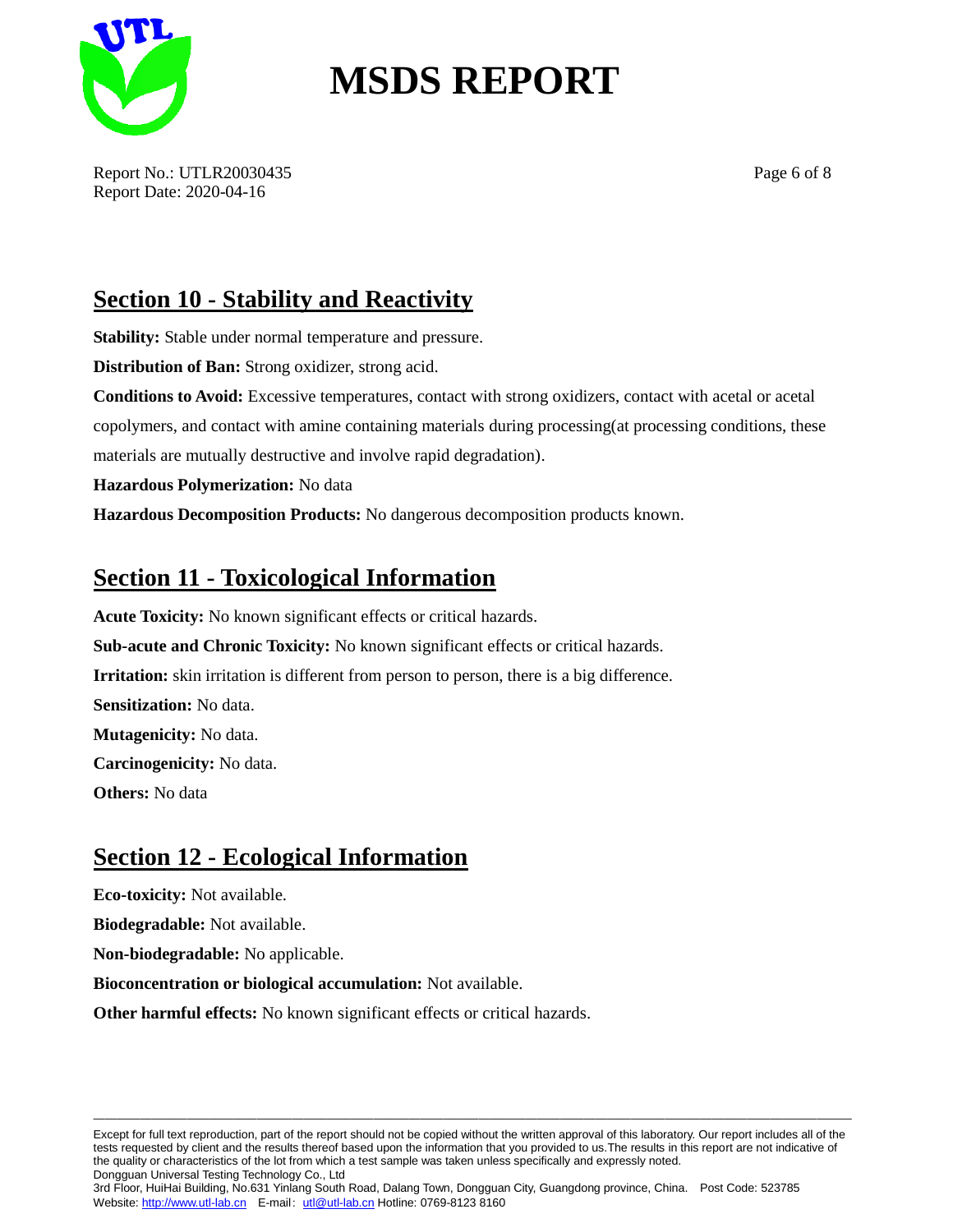## Section 10 - Stability and Reactivity

**Stability:** Stable under normal temperature and pressure.

**Distribution of Ban:** Strong oxidizer, strong acid.

**Conditions to Avoid:** Excessive temperatures, contact with strong oxidizers, contact with acetal or acetal copolymers, and contact with amine containing materials during processing(at processing conditions, these materials are mutually destructive and involve rapid degradation).

**Hazardous Polymerization:** No data

**Hazardous Decomposition Products:** No dangerous decomposition products known.

## Section 11 - Toxicological Information

**Acute Toxicity:** No known significant effects or critical hazards.

**Sub-acute and Chronic Toxicity:** No known significant effects or critical hazards.

**Irritation:** skin irritation is different from person to person, there is a big difference.

**Sensitization:** No data.

**Mutagenicity:** No data.

**Carcinogenicity:** No data.

**Others:** No data

## Section 12 - Ecological Information

**Eco-toxicity:** Not available.

**Biodegradable:** Not available.

**Non-biodegradable:** No applicable.

**Bioconcentration or biological accumulation:** Not available.

**Other harmful effects:** No known significant effects or critical hazards.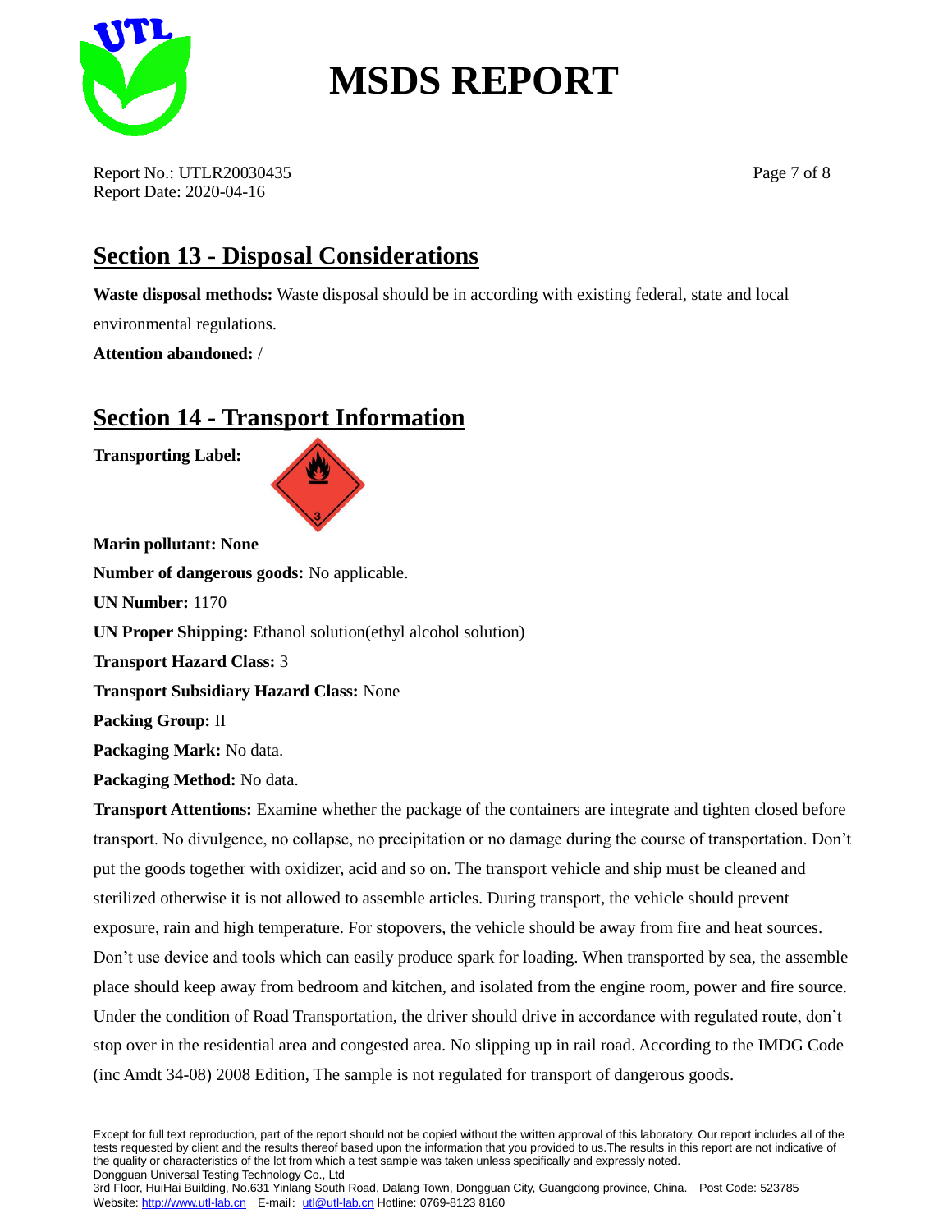## Section 13 - Disposal Considerations

**Waste disposal methods:** Waste disposal should be in according with existing federal, state and local environmental regulations.

**Attention abandoned:** /

## Section 14 - Transport Information

**Transporting Label:**

**Marin pollutant: None**

**Number of dangerous goods:** No applicable.

**UN Number:** 1170

**UN Proper Shipping:** Ethanol solution(ethyl alcohol solution)

**Transport Hazard Class:** 3

**Transport Subsidiary Hazard Class:** None

**Packing Group:** II

**Packaging Mark:** No data.

**Packaging Method:** No data.

**Transport Attentions:** Examine whether the package of the containers are integrate and tighten closed before transport. No divulgence, no collapse, no precipitation or no damage during the course of transportation. Don't put the goods together with oxidizer, acid and so on. The transport vehicle and ship must be cleaned and sterilized otherwise it is not allowed to assemble articles. During transport, the vehicle should prevent exposure, rain and high temperature. For stopovers, the vehicle should be away from fire and heat sources. Don't use device and tools which can easily produce spark for loading. When transported by sea, the assemble place should keep away from bedroom and kitchen, and isolated from the engine room, power and fire source. Under the condition of Road Transportation, the driver should drive in accordance with regulated route, don't stop over in the residential area and congested area. No slipping up in rail road. According to the IMDG Code (inc Amdt 34-08) 2008 Edition, The sample is not regulated for transport of dangerous goods.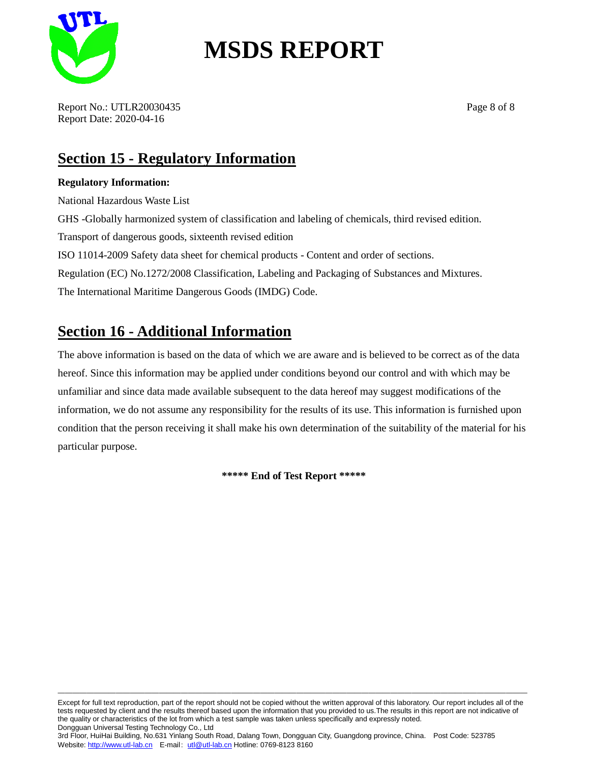## Section 15 - Regulatory Information

**Regulatory Information:**

National Hazardous Waste List

GHS -Globally harmonized system of classification and labeling of chemicals, third revised edition.

Transport of dangerous goods, sixteenth revised edition

ISO 11014-2009 Safety data sheet for chemical products - Content and order of sections.

Regulation (EC) No.1272/2008 Classification, Labeling and Packaging of Substances and Mixtures.

The International Maritime Dangerous Goods (IMDG) Code.

## Section 16 - Additional Information

The above information is based on the data of which we are aware and is believed to be correct as of the data hereof. Since this information may be applied under conditions beyond our control and with which may be unfamiliar and since data made available subsequent to the data hereof may suggest modifications of the information, we do not assume any responsibility for the results of its use. This information is furnished upon condition that the person receiving it shall make his own determination of the suitability of the material for his particular purpose.

**\*\*\*\*\* End of Test Report \*\*\*\*\***